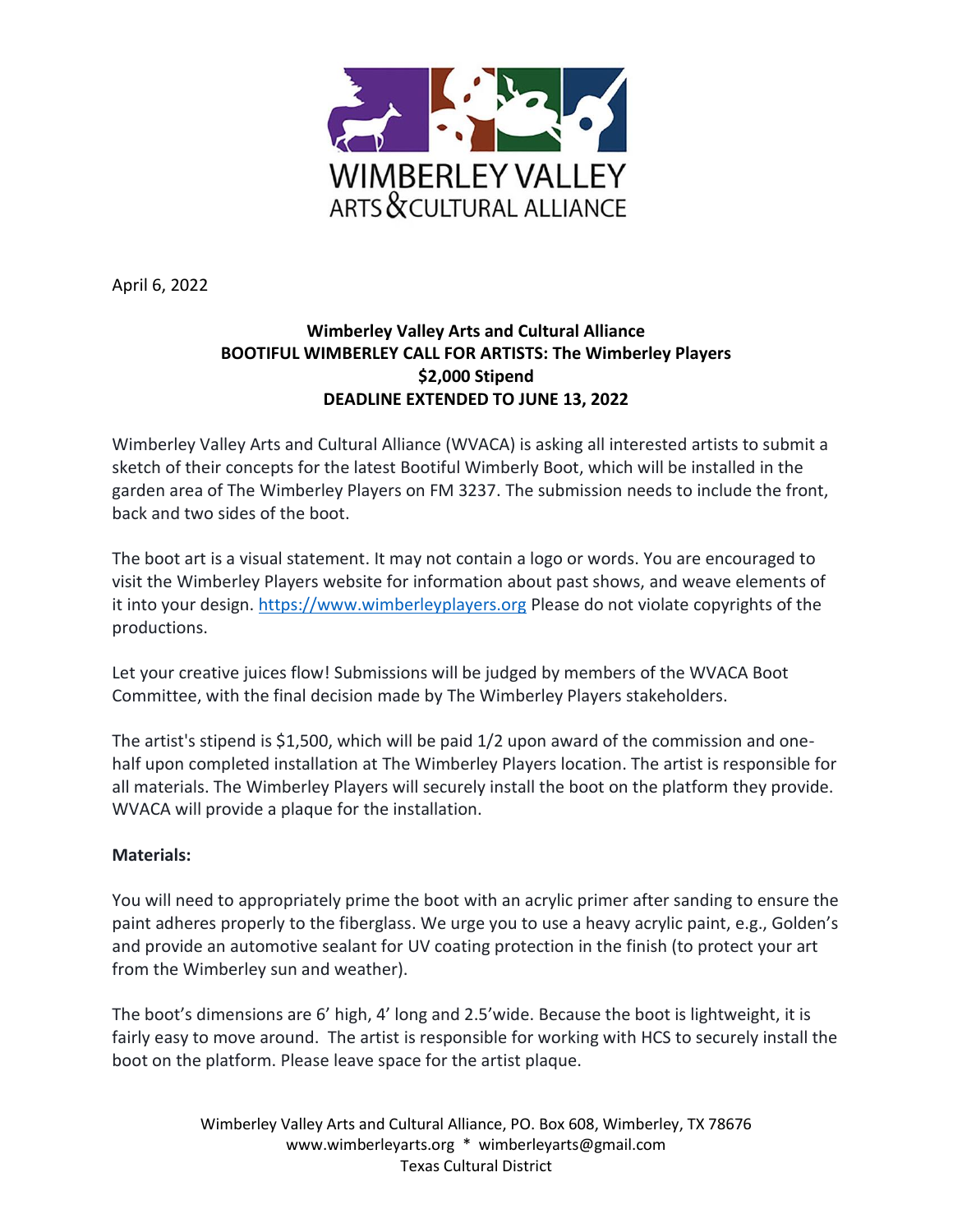WIMBERLEY VALLEY
ARTS & CULTURAL ALLIANCE

April 6, 2022

**Wimberley Valley Arts and Cultural Alliance**
**BOOTIFUL WIMBERLEY CALL FOR ARTISTS: The Wimberley Players**
**$2,000 Stipend**
**DEADLINE EXTENDED TO JUNE 13, 2022**

Wimberley Valley Arts and Cultural Alliance (WVACA) is asking all interested artists to submit a sketch of their concepts for the latest Bootiful Wimberly Boot, which will be installed in the garden area of The Wimberley Players on FM 3237. The submission needs to include the front, back and two sides of the boot.

The boot art is a visual statement. It may not contain a logo or words. You are encouraged to visit the Wimberley Players website for information about past shows, and weave elements of it into your design. [https://www.wimberleyplayers.org](https://www.wimberleyplayers.org) Please do not violate copyrights of the productions.

Let your creative juices flow! Submissions will be judged by members of the WVACA Boot Committee, with the final decision made by The Wimberley Players stakeholders.

The artist's stipend is $1,500, which will be paid 1/2 upon award of the commission and one-half upon completed installation at The Wimberley Players location. The artist is responsible for all materials. The Wimberley Players will securely install the boot on the platform they provide. WVACA will provide a plaque for the installation.

**Materials:**

You will need to appropriately prime the boot with an acrylic primer after sanding to ensure the paint adheres properly to the fiberglass. We urge you to use a heavy acrylic paint, e.g., Golden's and provide an automotive sealant for UV coating protection in the finish (to protect your art from the Wimberley sun and weather).

The boot's dimensions are 6' high, 4' long and 2.5'wide. Because the boot is lightweight, it is fairly easy to move around. The artist is responsible for working with HCS to securely install the boot on the platform. Please leave space for the artist plaque.

Wimberley Valley Arts and Cultural Alliance, PO. Box 608, Wimberley, TX 78676
www.wimberleyarts.org * wimberleyarts@gmail.com
Texas Cultural District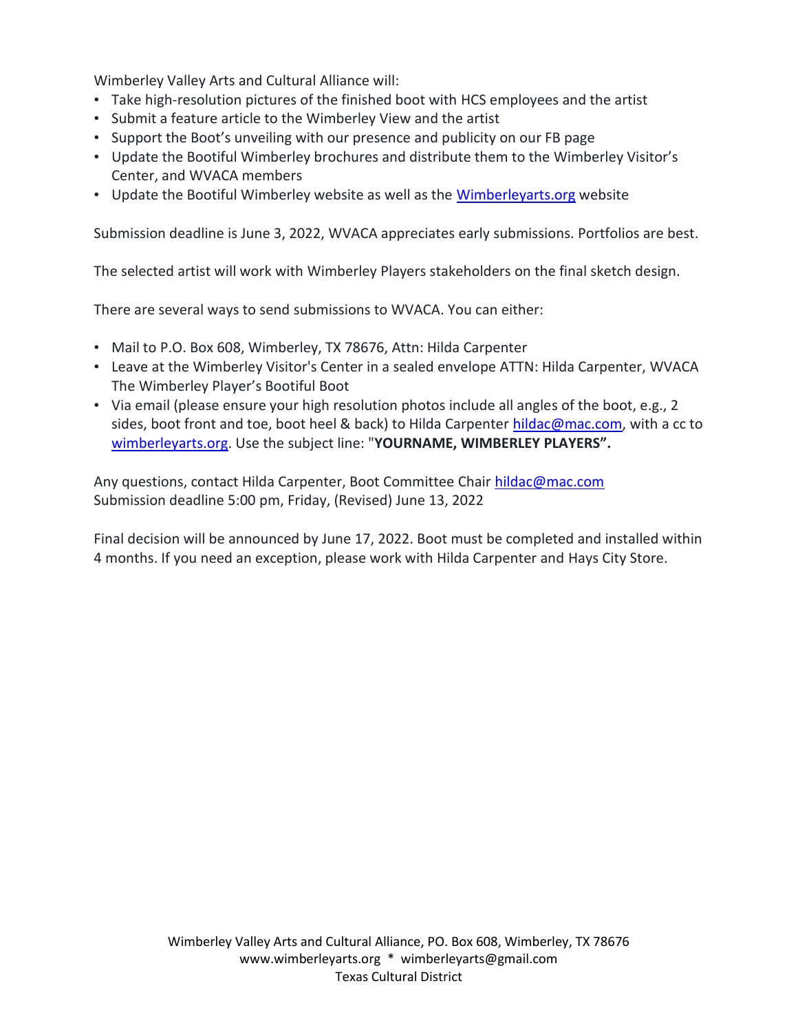Wimberley Valley Arts and Cultural Alliance will:

- Take high-resolution pictures of the finished boot with HCS employees and the artist
- Submit a feature article to the Wimberley View and the artist
- Support the Boot's unveiling with our presence and publicity on our FB page
- Update the Bootiful Wimberley brochures and distribute them to the Wimberley Visitor's Center, and WVACA members
- Update the Bootiful Wimberley website as well as the [Wimberleyarts.org](http://Wimberleyarts.org) website

Submission deadline is June 3, 2022, WVACA appreciates early submissions. Portfolios are best.

The selected artist will work with Wimberley Players stakeholders on the final sketch design.

There are several ways to send submissions to WVACA. You can either:

- Mail to P.O. Box 608, Wimberley, TX 78676, Attn: Hilda Carpenter
- Leave at the Wimberley Visitor's Center in a sealed envelope ATTN: Hilda Carpenter, WVACA The Wimberley Player's Bootiful Boot
- Via email (please ensure your high resolution photos include all angles of the boot, e.g., 2 sides, boot front and toe, boot heel & back) to Hilda Carpenter [hildac@mac.com](mailto:hildac@mac.com), with a cc to [wimberleyarts.org](http://wimberleyarts.org). Use the subject line: "**YOURNAME, WIMBERLEY PLAYERS".**

Any questions, contact Hilda Carpenter, Boot Committee Chair [hildac@mac.com](mailto:hildac@mac.com)
Submission deadline 5:00 pm, Friday, (Revised) June 13, 2022

Final decision will be announced by June 17, 2022. Boot must be completed and installed within 4 months. If you need an exception, please work with Hilda Carpenter and Hays City Store.

Wimberley Valley Arts and Cultural Alliance, PO. Box 608, Wimberley, TX 78676
www.wimberleyarts.org * wimberleyarts@gmail.com
Texas Cultural District